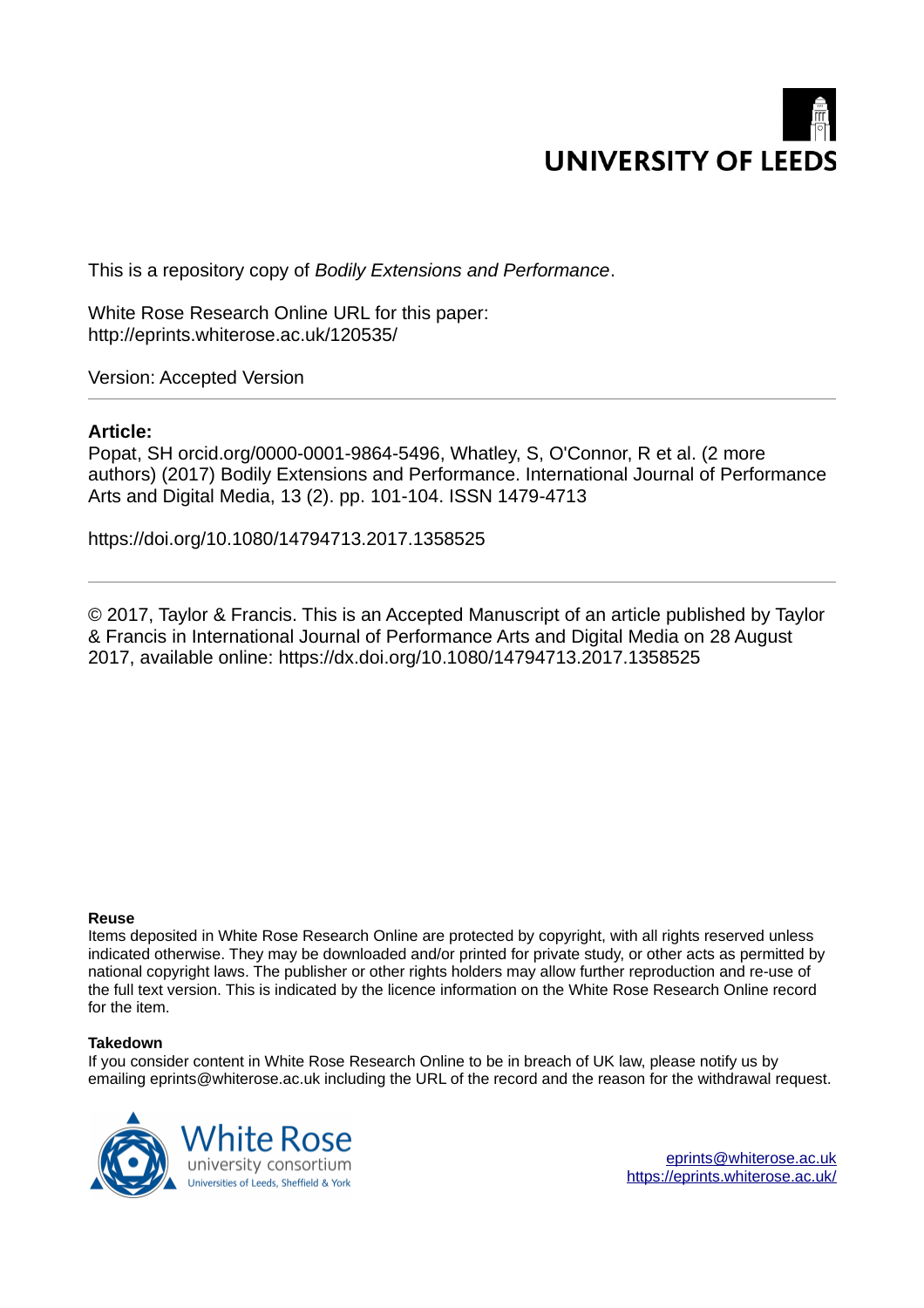UNIVERSITY OF LEEDS

This is a repository copy of *Bodily Extensions and Performance*.

White Rose Research Online URL for this paper:
http://eprints.whiterose.ac.uk/120535/

Version: Accepted Version

---

**Article:**

Popat, SH orcid.org/0000-0001-9864-5496, Whatley, S, O'Connor, R et al. (2 more authors) (2017) Bodily Extensions and Performance. International Journal of Performance Arts and Digital Media, 13 (2). pp. 101-104. ISSN 1479-4713

https://doi.org/10.1080/14794713.2017.1358525

---

© 2017, Taylor & Francis. This is an Accepted Manuscript of an article published by Taylor & Francis in International Journal of Performance Arts and Digital Media on 28 August 2017, available online: https://dx.doi.org/10.1080/14794713.2017.1358525

**Reuse**

Items deposited in White Rose Research Online are protected by copyright, with all rights reserved unless indicated otherwise. They may be downloaded and/or printed for private study, or other acts as permitted by national copyright laws. The publisher or other rights holders may allow further reproduction and re-use of the full text version. This is indicated by the licence information on the White Rose Research Online record for the item.

**Takedown**

If you consider content in White Rose Research Online to be in breach of UK law, please notify us by emailing eprints@whiterose.ac.uk including the URL of the record and the reason for the withdrawal request.

White Rose university consortium
Universities of Leeds, Sheffield & York

eprints@whiterose.ac.uk
https://eprints.whiterose.ac.uk/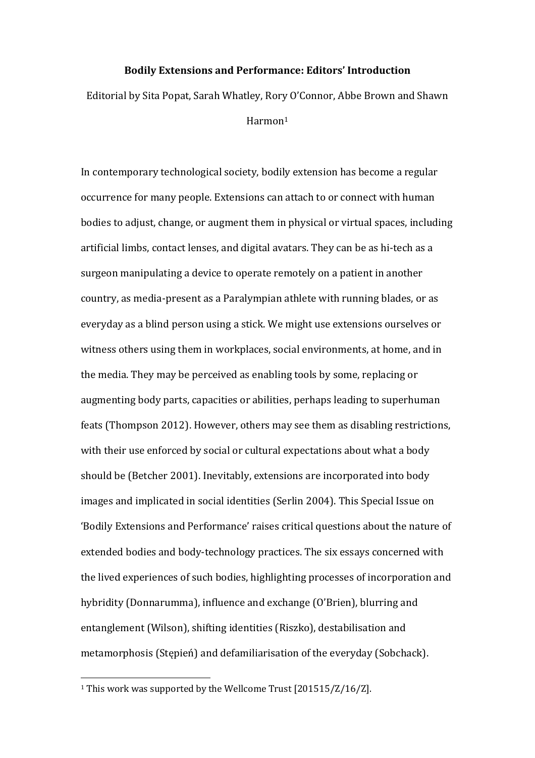**Bodily Extensions and Performance: Editors' Introduction**

Editorial by Sita Popat, Sarah Whatley, Rory O'Connor, Abbe Brown and Shawn Harmon[1]

In contemporary technological society, bodily extension has become a regular occurrence for many people. Extensions can attach to or connect with human bodies to adjust, change, or augment them in physical or virtual spaces, including artificial limbs, contact lenses, and digital avatars. They can be as hi-tech as a surgeon manipulating a device to operate remotely on a patient in another country, as media-present as a Paralympian athlete with running blades, or as everyday as a blind person using a stick. We might use extensions ourselves or witness others using them in workplaces, social environments, at home, and in the media. They may be perceived as enabling tools by some, replacing or augmenting body parts, capacities or abilities, perhaps leading to superhuman feats (Thompson 2012). However, others may see them as disabling restrictions, with their use enforced by social or cultural expectations about what a body should be (Betcher 2001). Inevitably, extensions are incorporated into body images and implicated in social identities (Serlin 2004). This Special Issue on 'Bodily Extensions and Performance' raises critical questions about the nature of extended bodies and body-technology practices. The six essays concerned with the lived experiences of such bodies, highlighting processes of incorporation and hybridity (Donnarumma), influence and exchange (O'Brien), blurring and entanglement (Wilson), shifting identities (Riszko), destabilisation and metamorphosis (Stępień) and defamiliarisation of the everyday (Sobchack).

---

[1] This work was supported by the Wellcome Trust [201515/Z/16/Z].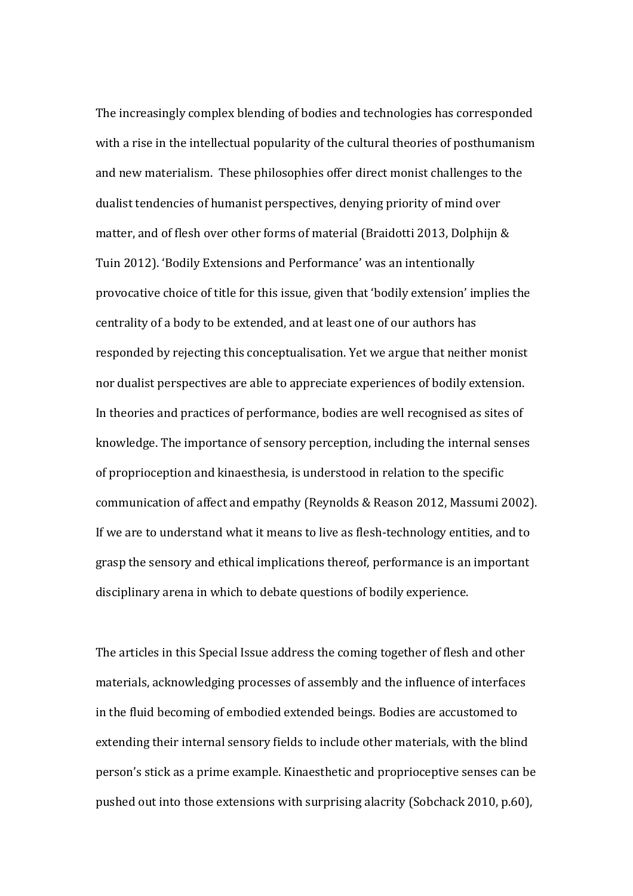The increasingly complex blending of bodies and technologies has corresponded with a rise in the intellectual popularity of the cultural theories of posthumanism and new materialism. These philosophies offer direct monist challenges to the dualist tendencies of humanist perspectives, denying priority of mind over matter, and of flesh over other forms of material (Braidotti 2013, Dolphijn & Tuin 2012). 'Bodily Extensions and Performance' was an intentionally provocative choice of title for this issue, given that 'bodily extension' implies the centrality of a body to be extended, and at least one of our authors has responded by rejecting this conceptualisation. Yet we argue that neither monist nor dualist perspectives are able to appreciate experiences of bodily extension. In theories and practices of performance, bodies are well recognised as sites of knowledge. The importance of sensory perception, including the internal senses of proprioception and kinaesthesia, is understood in relation to the specific communication of affect and empathy (Reynolds & Reason 2012, Massumi 2002). If we are to understand what it means to live as flesh-technology entities, and to grasp the sensory and ethical implications thereof, performance is an important disciplinary arena in which to debate questions of bodily experience.

The articles in this Special Issue address the coming together of flesh and other materials, acknowledging processes of assembly and the influence of interfaces in the fluid becoming of embodied extended beings. Bodies are accustomed to extending their internal sensory fields to include other materials, with the blind person's stick as a prime example. Kinaesthetic and proprioceptive senses can be pushed out into those extensions with surprising alacrity (Sobchack 2010, p.60),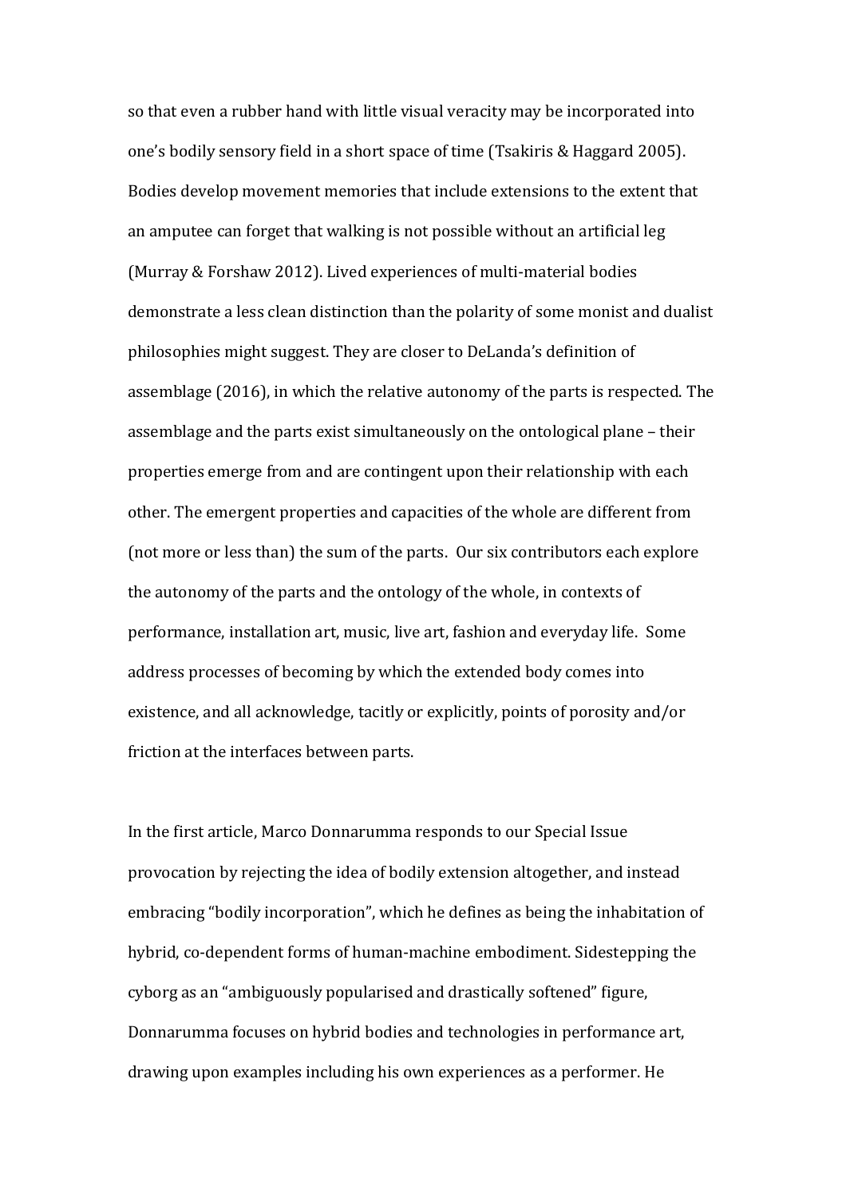so that even a rubber hand with little visual veracity may be incorporated into one's bodily sensory field in a short space of time (Tsakiris & Haggard 2005). Bodies develop movement memories that include extensions to the extent that an amputee can forget that walking is not possible without an artificial leg (Murray & Forshaw 2012). Lived experiences of multi-material bodies demonstrate a less clean distinction than the polarity of some monist and dualist philosophies might suggest. They are closer to DeLanda's definition of assemblage (2016), in which the relative autonomy of the parts is respected. The assemblage and the parts exist simultaneously on the ontological plane – their properties emerge from and are contingent upon their relationship with each other. The emergent properties and capacities of the whole are different from (not more or less than) the sum of the parts. Our six contributors each explore the autonomy of the parts and the ontology of the whole, in contexts of performance, installation art, music, live art, fashion and everyday life. Some address processes of becoming by which the extended body comes into existence, and all acknowledge, tacitly or explicitly, points of porosity and/or friction at the interfaces between parts.

In the first article, Marco Donnarumma responds to our Special Issue provocation by rejecting the idea of bodily extension altogether, and instead embracing "bodily incorporation", which he defines as being the inhabitation of hybrid, co-dependent forms of human-machine embodiment. Sidestepping the cyborg as an "ambiguously popularised and drastically softened" figure, Donnarumma focuses on hybrid bodies and technologies in performance art, drawing upon examples including his own experiences as a performer. He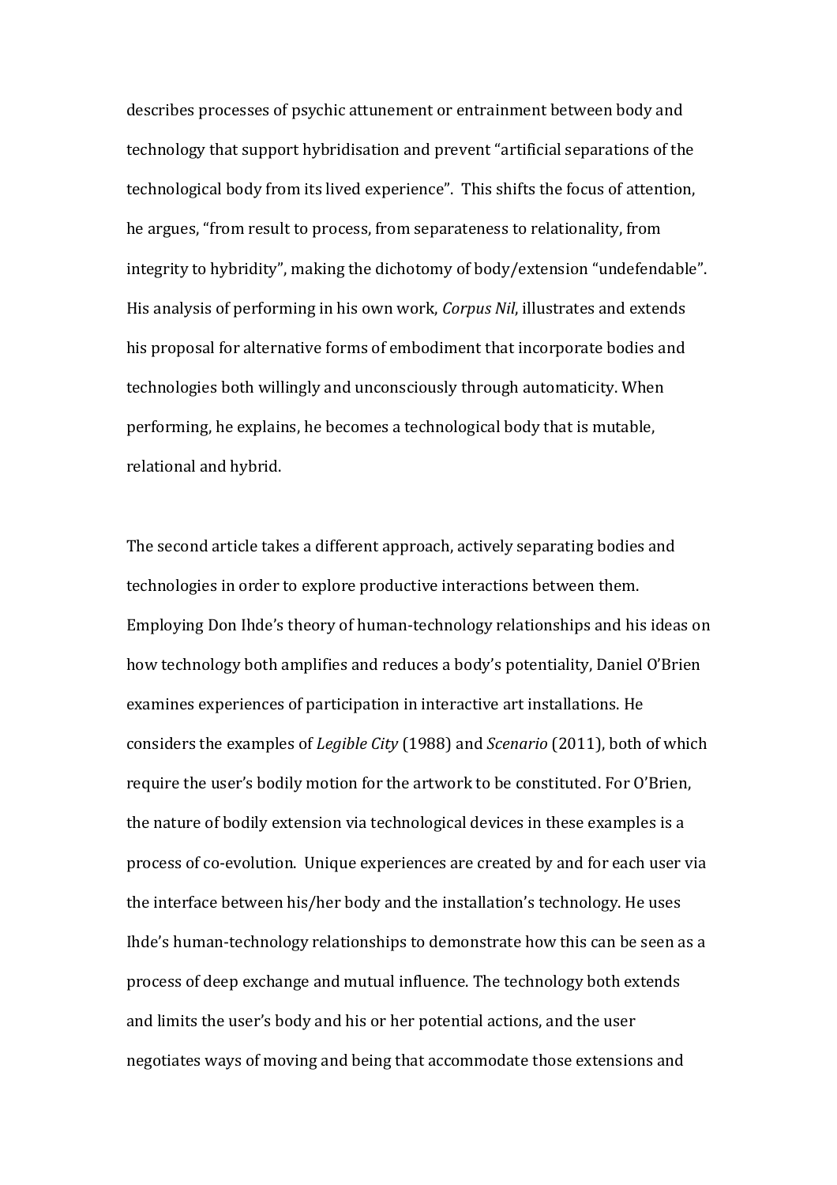describes processes of psychic attunement or entrainment between body and technology that support hybridisation and prevent "artificial separations of the technological body from its lived experience". This shifts the focus of attention, he argues, "from result to process, from separateness to relationality, from integrity to hybridity", making the dichotomy of body/extension "undefendable". His analysis of performing in his own work, *Corpus Nil*, illustrates and extends his proposal for alternative forms of embodiment that incorporate bodies and technologies both willingly and unconsciously through automaticity. When performing, he explains, he becomes a technological body that is mutable, relational and hybrid.

The second article takes a different approach, actively separating bodies and technologies in order to explore productive interactions between them. Employing Don Ihde's theory of human-technology relationships and his ideas on how technology both amplifies and reduces a body's potentiality, Daniel O'Brien examines experiences of participation in interactive art installations. He considers the examples of *Legible City* (1988) and *Scenario* (2011), both of which require the user's bodily motion for the artwork to be constituted. For O'Brien, the nature of bodily extension via technological devices in these examples is a process of co-evolution. Unique experiences are created by and for each user via the interface between his/her body and the installation's technology. He uses Ihde's human-technology relationships to demonstrate how this can be seen as a process of deep exchange and mutual influence. The technology both extends and limits the user's body and his or her potential actions, and the user negotiates ways of moving and being that accommodate those extensions and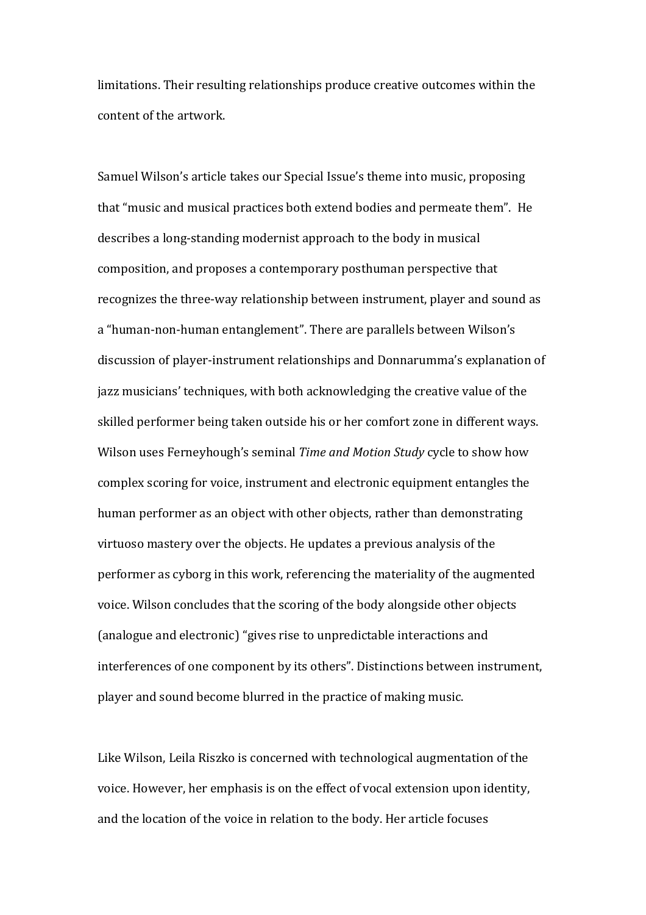limitations. Their resulting relationships produce creative outcomes within the content of the artwork.

Samuel Wilson's article takes our Special Issue's theme into music, proposing that "music and musical practices both extend bodies and permeate them". He describes a long-standing modernist approach to the body in musical composition, and proposes a contemporary posthuman perspective that recognizes the three-way relationship between instrument, player and sound as a "human-non-human entanglement". There are parallels between Wilson's discussion of player-instrument relationships and Donnarumma's explanation of jazz musicians' techniques, with both acknowledging the creative value of the skilled performer being taken outside his or her comfort zone in different ways. Wilson uses Ferneyhough's seminal *Time and Motion Study* cycle to show how complex scoring for voice, instrument and electronic equipment entangles the human performer as an object with other objects, rather than demonstrating virtuoso mastery over the objects. He updates a previous analysis of the performer as cyborg in this work, referencing the materiality of the augmented voice. Wilson concludes that the scoring of the body alongside other objects (analogue and electronic) "gives rise to unpredictable interactions and interferences of one component by its others". Distinctions between instrument, player and sound become blurred in the practice of making music.

Like Wilson, Leila Riszko is concerned with technological augmentation of the voice. However, her emphasis is on the effect of vocal extension upon identity, and the location of the voice in relation to the body. Her article focuses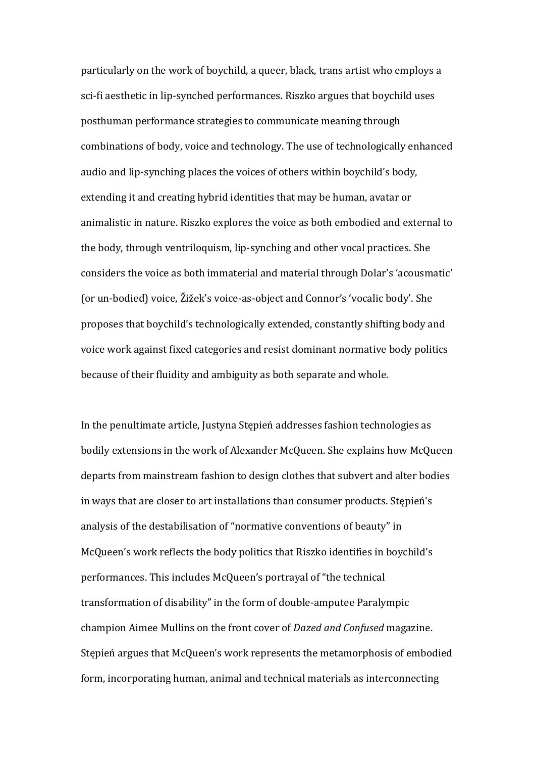particularly on the work of boychild, a queer, black, trans artist who employs a sci-fi aesthetic in lip-synched performances. Riszko argues that boychild uses posthuman performance strategies to communicate meaning through combinations of body, voice and technology. The use of technologically enhanced audio and lip-synching places the voices of others within boychild's body, extending it and creating hybrid identities that may be human, avatar or animalistic in nature. Riszko explores the voice as both embodied and external to the body, through ventriloquism, lip-synching and other vocal practices. She considers the voice as both immaterial and material through Dolar's 'acousmatic' (or un-bodied) voice, Žižek's voice-as-object and Connor's 'vocalic body'. She proposes that boychild's technologically extended, constantly shifting body and voice work against fixed categories and resist dominant normative body politics because of their fluidity and ambiguity as both separate and whole.

In the penultimate article, Justyna Stępień addresses fashion technologies as bodily extensions in the work of Alexander McQueen. She explains how McQueen departs from mainstream fashion to design clothes that subvert and alter bodies in ways that are closer to art installations than consumer products. Stępień's analysis of the destabilisation of "normative conventions of beauty" in McQueen's work reflects the body politics that Riszko identifies in boychild's performances. This includes McQueen's portrayal of "the technical transformation of disability" in the form of double-amputee Paralympic champion Aimee Mullins on the front cover of *Dazed and Confused* magazine. Stępień argues that McQueen's work represents the metamorphosis of embodied form, incorporating human, animal and technical materials as interconnecting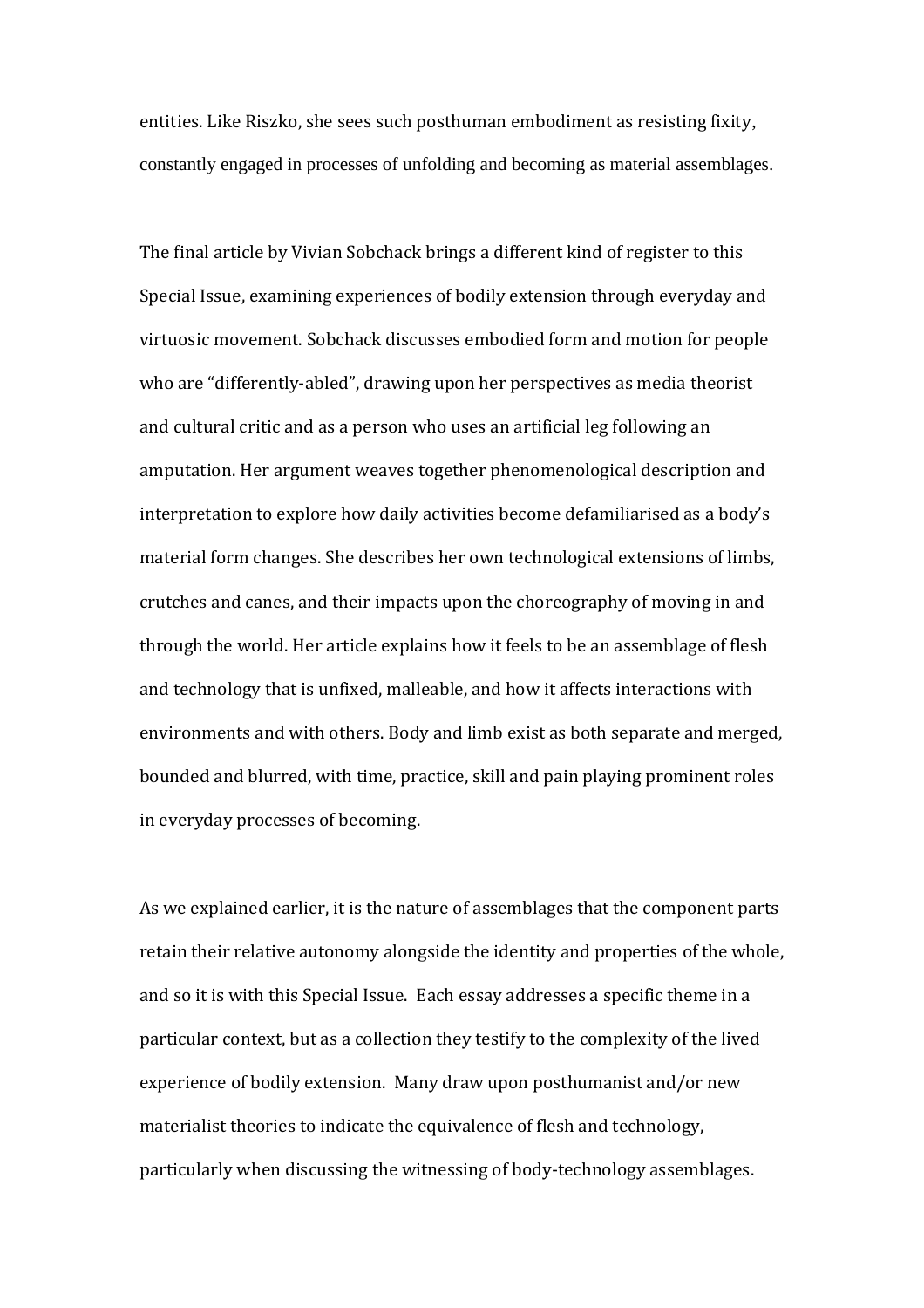entities. Like Riszko, she sees such posthuman embodiment as resisting fixity, constantly engaged in processes of unfolding and becoming as material assemblages.

The final article by Vivian Sobchack brings a different kind of register to this Special Issue, examining experiences of bodily extension through everyday and virtuosic movement. Sobchack discusses embodied form and motion for people who are "differently-abled", drawing upon her perspectives as media theorist and cultural critic and as a person who uses an artificial leg following an amputation. Her argument weaves together phenomenological description and interpretation to explore how daily activities become defamiliarised as a body's material form changes. She describes her own technological extensions of limbs, crutches and canes, and their impacts upon the choreography of moving in and through the world. Her article explains how it feels to be an assemblage of flesh and technology that is unfixed, malleable, and how it affects interactions with environments and with others. Body and limb exist as both separate and merged, bounded and blurred, with time, practice, skill and pain playing prominent roles in everyday processes of becoming.

As we explained earlier, it is the nature of assemblages that the component parts retain their relative autonomy alongside the identity and properties of the whole, and so it is with this Special Issue. Each essay addresses a specific theme in a particular context, but as a collection they testify to the complexity of the lived experience of bodily extension. Many draw upon posthumanist and/or new materialist theories to indicate the equivalence of flesh and technology, particularly when discussing the witnessing of body-technology assemblages.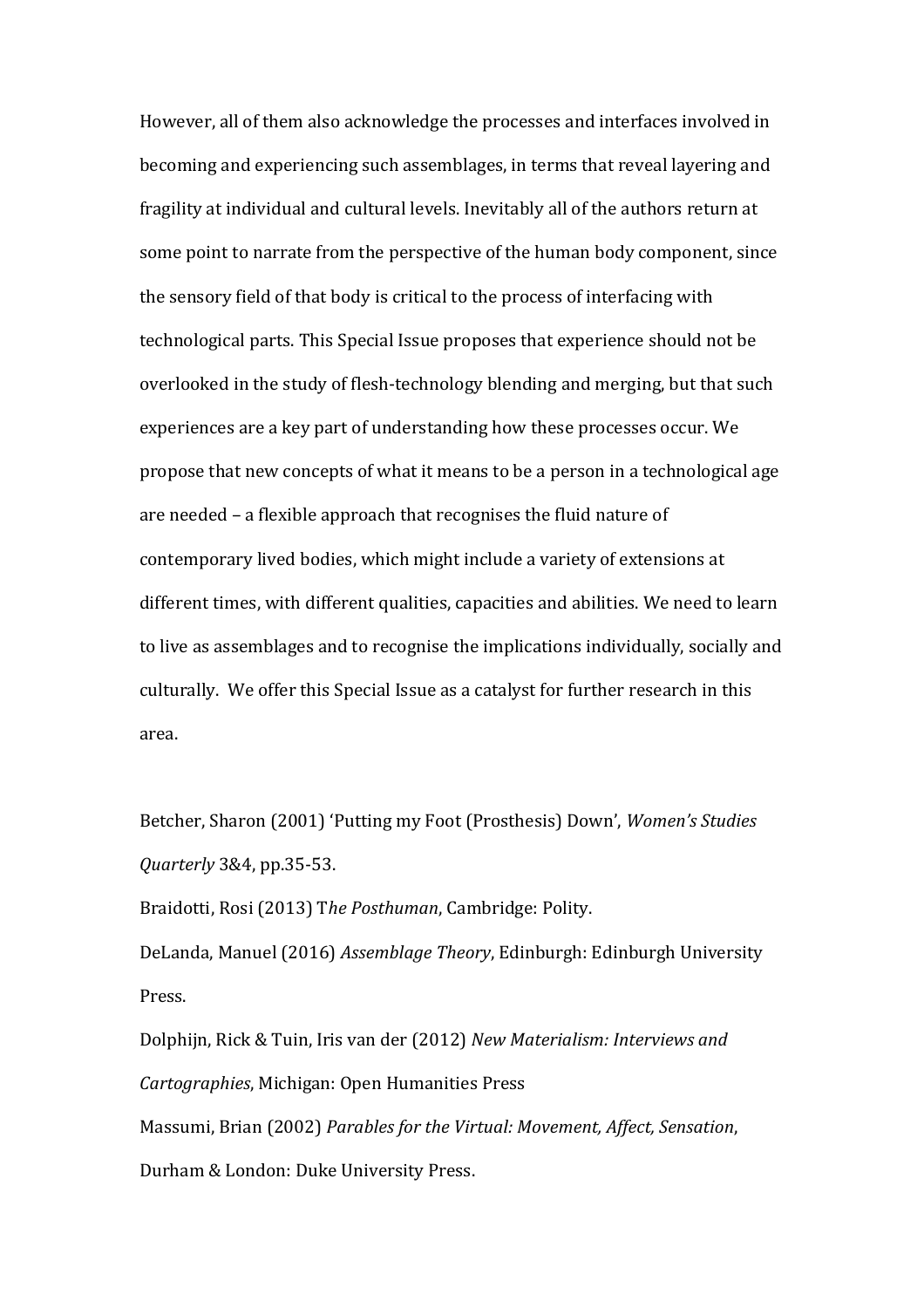However, all of them also acknowledge the processes and interfaces involved in becoming and experiencing such assemblages, in terms that reveal layering and fragility at individual and cultural levels. Inevitably all of the authors return at some point to narrate from the perspective of the human body component, since the sensory field of that body is critical to the process of interfacing with technological parts. This Special Issue proposes that experience should not be overlooked in the study of flesh-technology blending and merging, but that such experiences are a key part of understanding how these processes occur. We propose that new concepts of what it means to be a person in a technological age are needed – a flexible approach that recognises the fluid nature of contemporary lived bodies, which might include a variety of extensions at different times, with different qualities, capacities and abilities. We need to learn to live as assemblages and to recognise the implications individually, socially and culturally. We offer this Special Issue as a catalyst for further research in this area.

Betcher, Sharon (2001) 'Putting my Foot (Prosthesis) Down', *Women's Studies Quarterly* 3&4, pp.35-53.

Braidotti, Rosi (2013) T*he Posthuman*, Cambridge: Polity.

DeLanda, Manuel (2016) *Assemblage Theory*, Edinburgh: Edinburgh University Press.

Dolphijn, Rick & Tuin, Iris van der (2012) *New Materialism: Interviews and Cartographies*, Michigan: Open Humanities Press

Massumi, Brian (2002) *Parables for the Virtual: Movement, Affect, Sensation*, Durham & London: Duke University Press.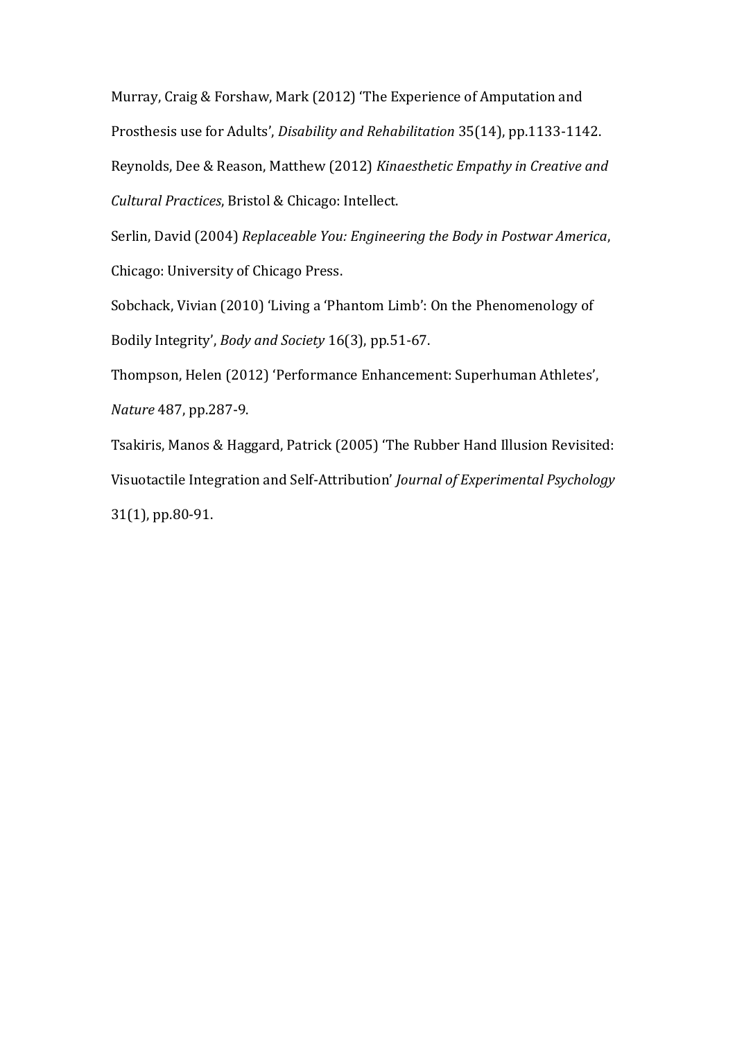Murray, Craig & Forshaw, Mark (2012) 'The Experience of Amputation and Prosthesis use for Adults', *Disability and Rehabilitation* 35(14), pp.1133-1142.

Reynolds, Dee & Reason, Matthew (2012) *Kinaesthetic Empathy in Creative and Cultural Practices*, Bristol & Chicago: Intellect.

Serlin, David (2004) *Replaceable You: Engineering the Body in Postwar America*, Chicago: University of Chicago Press.

Sobchack, Vivian (2010) 'Living a 'Phantom Limb': On the Phenomenology of Bodily Integrity', *Body and Society* 16(3), pp.51-67.

Thompson, Helen (2012) 'Performance Enhancement: Superhuman Athletes', *Nature* 487, pp.287-9.

Tsakiris, Manos & Haggard, Patrick (2005) 'The Rubber Hand Illusion Revisited: Visuotactile Integration and Self-Attribution' *Journal of Experimental Psychology* 31(1), pp.80-91.